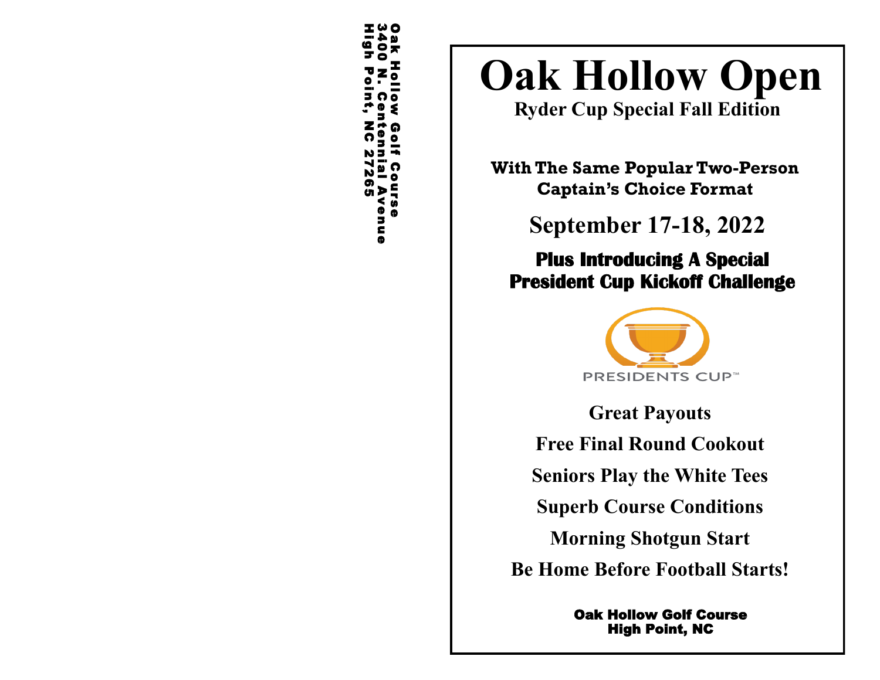Oak Hollow Golf Course
3400 N. Centennial Avenue
High Point, NC 27265

# Oak Hollow Open

## Ryder Cup Special Fall Edition

**With The Same Popular Two-Person Captain's Choice Format**

## September 17-18, 2022

**Plus Introducing A Special President Cup Kickoff Challenge**

PRESIDENTS CUP™

**Great Payouts**

**Free Final Round Cookout**

**Seniors Play the White Tees**

**Superb Course Conditions**

**Morning Shotgun Start**

**Be Home Before Football Starts!**

**Oak Hollow Golf Course**
**High Point, NC**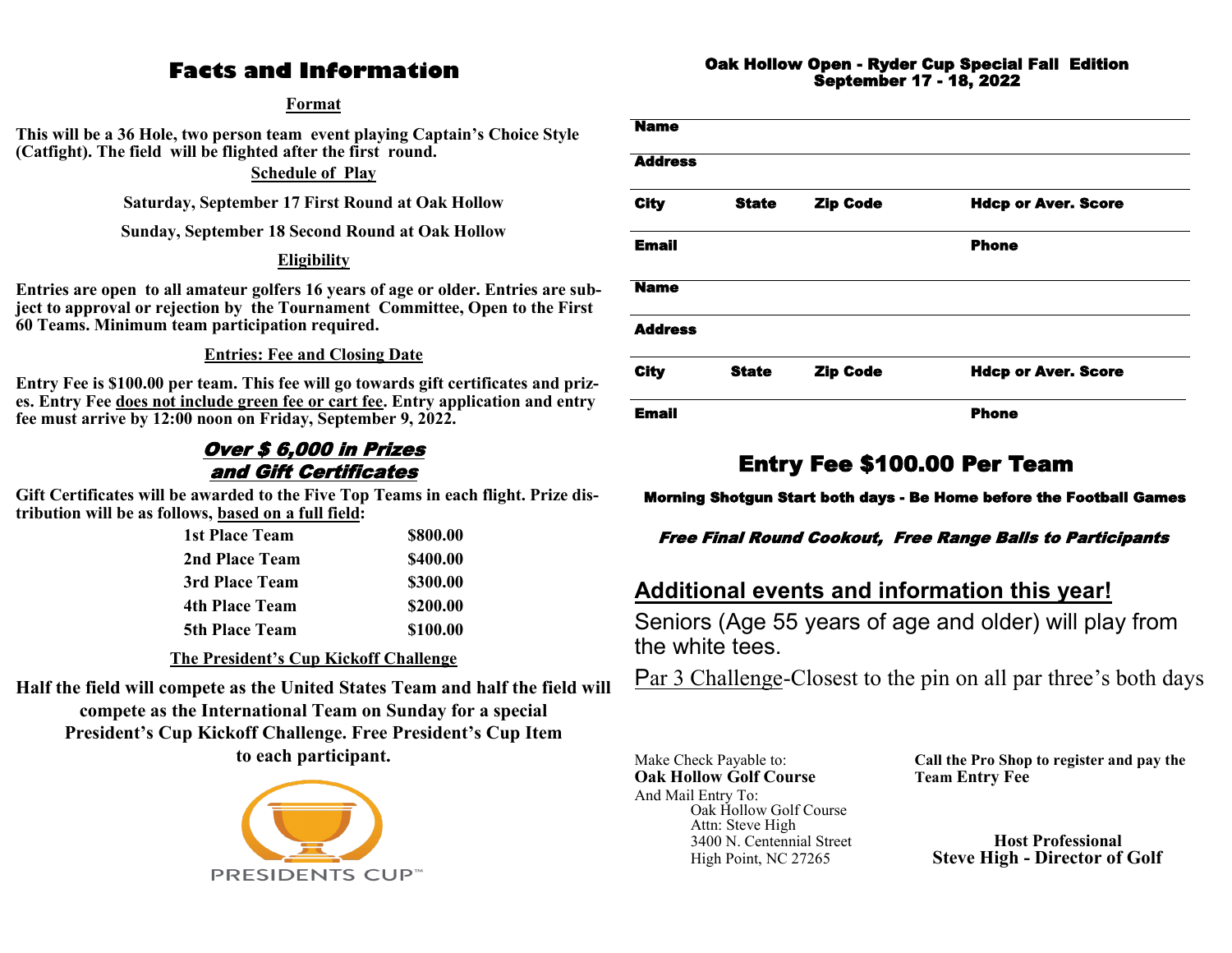# Facts and Information

**Format**

**This will be a 36 Hole, two person team event playing Captain's Choice Style (Catfight). The field will be flighted after the first round.**

**Schedule of Play**

**Saturday, September 17 First Round at Oak Hollow**

**Sunday, September 18 Second Round at Oak Hollow**

**Eligibility**

**Entries are open to all amateur golfers 16 years of age or older. Entries are subject to approval or rejection by the Tournament Committee, Open to the First 60 Teams. Minimum team participation required.**

**Entries: Fee and Closing Date**

**Entry Fee is $100.00 per team. This fee will go towards gift certificates and prizes. Entry Fee does not include green fee or cart fee. Entry application and entry fee must arrive by 12:00 noon on Friday, September 9, 2022.**

## ***Over $ 6,000 in Prizes and Gift Certificates***

**Gift Certificates will be awarded to the Five Top Teams in each flight. Prize distribution will be as follows, based on a full field:**

| | |
|---|---|
| 1st Place Team | $800.00 |
| 2nd Place Team | $400.00 |
| 3rd Place Team | $300.00 |
| 4th Place Team | $200.00 |
| 5th Place Team | $100.00 |

**The President's Cup Kickoff Challenge**

**Half the field will compete as the United States Team and half the field will compete as the International Team on Sunday for a special President's Cup Kickoff Challenge. Free President's Cup Item to each participant.**

PRESIDENTS CUP™

**Oak Hollow Open - Ryder Cup Special Fall Edition**
**September 17 - 18, 2022**

**Name**

**Address**

**City** **State** **Zip Code** **Hdcp or Aver. Score**

**Email** **Phone**

**Name**

**Address**

**City** **State** **Zip Code** **Hdcp or Aver. Score**

**Email** **Phone**

## Entry Fee $100.00 Per Team

**Morning Shotgun Start both days - Be Home before the Football Games**

***Free Final Round Cookout, Free Range Balls to Participants***

## Additional events and information this year!

Seniors (Age 55 years of age and older) will play from the white tees.

Par 3 Challenge-Closest to the pin on all par three's both days

Make Check Payable to:
**Oak Hollow Golf Course**
And Mail Entry To:
Oak Hollow Golf Course
Attn: Steve High
3400 N. Centennial Street
High Point, NC 27265

**Call the Pro Shop to register and pay the Team Entry Fee**

**Host Professional**
**Steve High - Director of Golf**